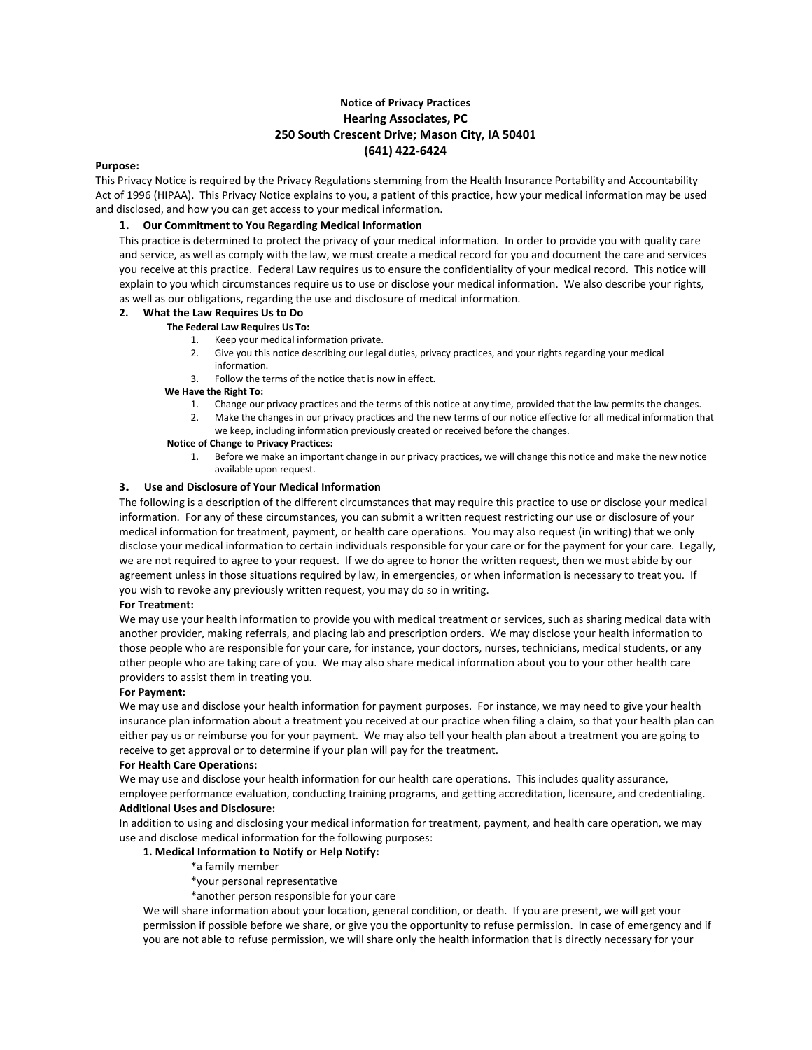**Notice of Privacy Practices**

**Hearing Associates, PC**

**250 South Crescent Drive; Mason City, IA 50401**

**(641) 422-6424**

**Purpose:**

This Privacy Notice is required by the Privacy Regulations stemming from the Health Insurance Portability and Accountability Act of 1996 (HIPAA). This Privacy Notice explains to you, a patient of this practice, how your medical information may be used and disclosed, and how you can get access to your medical information.

**1. Our Commitment to You Regarding Medical Information**

This practice is determined to protect the privacy of your medical information. In order to provide you with quality care and service, as well as comply with the law, we must create a medical record for you and document the care and services you receive at this practice. Federal Law requires us to ensure the confidentiality of your medical record. This notice will explain to you which circumstances require us to use or disclose your medical information. We also describe your rights, as well as our obligations, regarding the use and disclosure of medical information.

**2. What the Law Requires Us to Do**

**The Federal Law Requires Us To:**

1. Keep your medical information private.
2. Give you this notice describing our legal duties, privacy practices, and your rights regarding your medical information.
3. Follow the terms of the notice that is now in effect.

**We Have the Right To:**

1. Change our privacy practices and the terms of this notice at any time, provided that the law permits the changes.
2. Make the changes in our privacy practices and the new terms of our notice effective for all medical information that we keep, including information previously created or received before the changes.

**Notice of Change to Privacy Practices:**

1. Before we make an important change in our privacy practices, we will change this notice and make the new notice available upon request.

**3. Use and Disclosure of Your Medical Information**

The following is a description of the different circumstances that may require this practice to use or disclose your medical information. For any of these circumstances, you can submit a written request restricting our use or disclosure of your medical information for treatment, payment, or health care operations. You may also request (in writing) that we only disclose your medical information to certain individuals responsible for your care or for the payment for your care. Legally, we are not required to agree to your request. If we do agree to honor the written request, then we must abide by our agreement unless in those situations required by law, in emergencies, or when information is necessary to treat you. If you wish to revoke any previously written request, you may do so in writing.

**For Treatment:**

We may use your health information to provide you with medical treatment or services, such as sharing medical data with another provider, making referrals, and placing lab and prescription orders. We may disclose your health information to those people who are responsible for your care, for instance, your doctors, nurses, technicians, medical students, or any other people who are taking care of you. We may also share medical information about you to your other health care providers to assist them in treating you.

**For Payment:**

We may use and disclose your health information for payment purposes. For instance, we may need to give your health insurance plan information about a treatment you received at our practice when filing a claim, so that your health plan can either pay us or reimburse you for your payment. We may also tell your health plan about a treatment you are going to receive to get approval or to determine if your plan will pay for the treatment.

**For Health Care Operations:**

We may use and disclose your health information for our health care operations. This includes quality assurance, employee performance evaluation, conducting training programs, and getting accreditation, licensure, and credentialing.

**Additional Uses and Disclosure:**

In addition to using and disclosing your medical information for treatment, payment, and health care operation, we may use and disclose medical information for the following purposes:

**1. Medical Information to Notify or Help Notify:**

*a family member
*your personal representative
*another person responsible for your care

We will share information about your location, general condition, or death. If you are present, we will get your permission if possible before we share, or give you the opportunity to refuse permission. In case of emergency and if you are not able to refuse permission, we will share only the health information that is directly necessary for your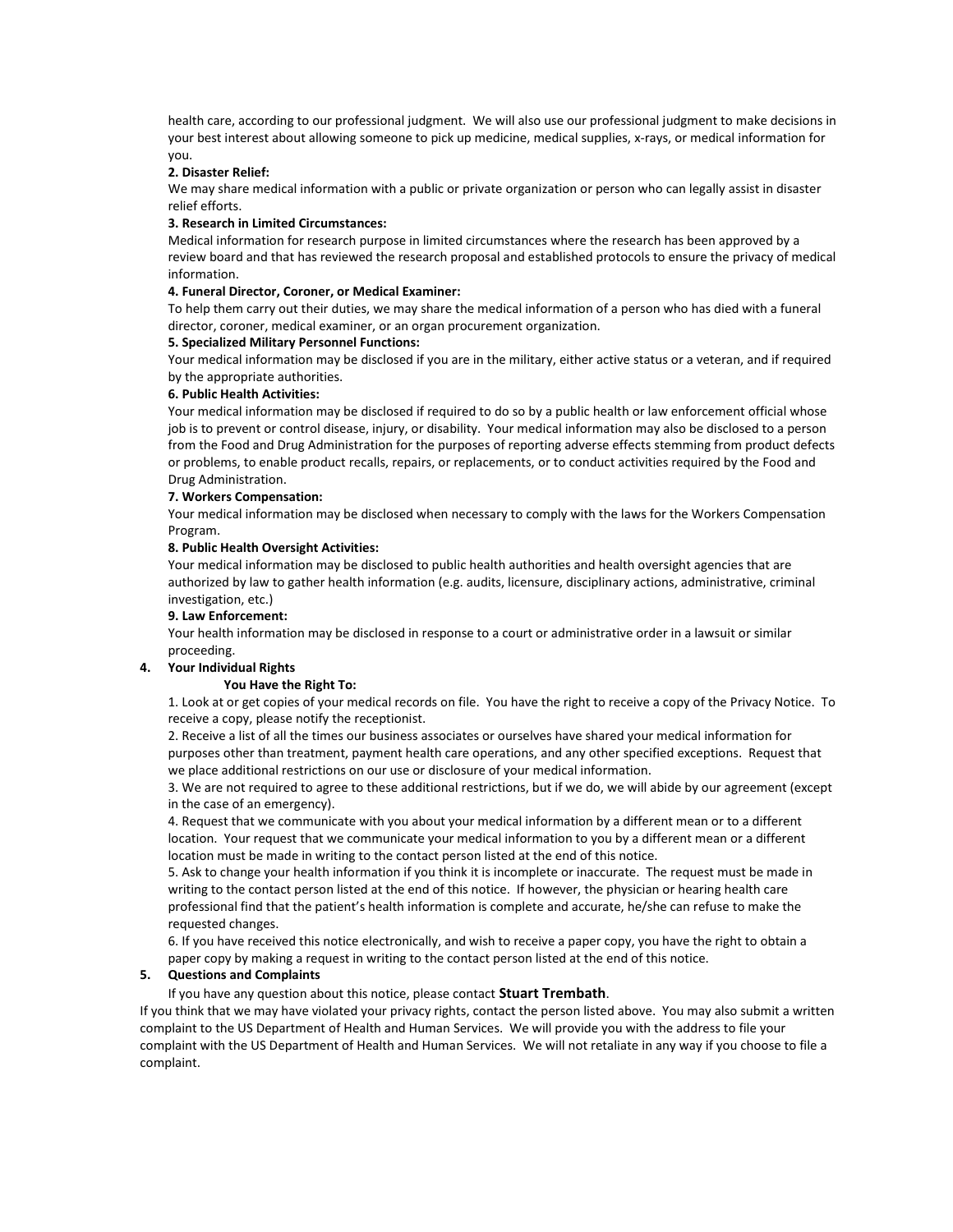health care, according to our professional judgment. We will also use our professional judgment to make decisions in your best interest about allowing someone to pick up medicine, medical supplies, x-rays, or medical information for you.

**2. Disaster Relief:**

We may share medical information with a public or private organization or person who can legally assist in disaster relief efforts.

**3. Research in Limited Circumstances:**

Medical information for research purpose in limited circumstances where the research has been approved by a review board and that has reviewed the research proposal and established protocols to ensure the privacy of medical information.

**4. Funeral Director, Coroner, or Medical Examiner:**

To help them carry out their duties, we may share the medical information of a person who has died with a funeral director, coroner, medical examiner, or an organ procurement organization.

**5. Specialized Military Personnel Functions:**

Your medical information may be disclosed if you are in the military, either active status or a veteran, and if required by the appropriate authorities.

**6. Public Health Activities:**

Your medical information may be disclosed if required to do so by a public health or law enforcement official whose job is to prevent or control disease, injury, or disability. Your medical information may also be disclosed to a person from the Food and Drug Administration for the purposes of reporting adverse effects stemming from product defects or problems, to enable product recalls, repairs, or replacements, or to conduct activities required by the Food and Drug Administration.

**7. Workers Compensation:**

Your medical information may be disclosed when necessary to comply with the laws for the Workers Compensation Program.

**8. Public Health Oversight Activities:**

Your medical information may be disclosed to public health authorities and health oversight agencies that are authorized by law to gather health information (e.g. audits, licensure, disciplinary actions, administrative, criminal investigation, etc.)

**9. Law Enforcement:**

Your health information may be disclosed in response to a court or administrative order in a lawsuit or similar proceeding.

## 4. Your Individual Rights

**You Have the Right To:**

1. Look at or get copies of your medical records on file. You have the right to receive a copy of the Privacy Notice. To receive a copy, please notify the receptionist.
2. Receive a list of all the times our business associates or ourselves have shared your medical information for purposes other than treatment, payment health care operations, and any other specified exceptions. Request that we place additional restrictions on our use or disclosure of your medical information.
3. We are not required to agree to these additional restrictions, but if we do, we will abide by our agreement (except in the case of an emergency).
4. Request that we communicate with you about your medical information by a different mean or to a different location. Your request that we communicate your medical information to you by a different mean or a different location must be made in writing to the contact person listed at the end of this notice.
5. Ask to change your health information if you think it is incomplete or inaccurate. The request must be made in writing to the contact person listed at the end of this notice. If however, the physician or hearing health care professional find that the patient's health information is complete and accurate, he/she can refuse to make the requested changes.
6. If you have received this notice electronically, and wish to receive a paper copy, you have the right to obtain a paper copy by making a request in writing to the contact person listed at the end of this notice.

## 5. Questions and Complaints

If you have any question about this notice, please contact **Stuart Trembath**.

If you think that we may have violated your privacy rights, contact the person listed above. You may also submit a written complaint to the US Department of Health and Human Services. We will provide you with the address to file your complaint with the US Department of Health and Human Services. We will not retaliate in any way if you choose to file a complaint.